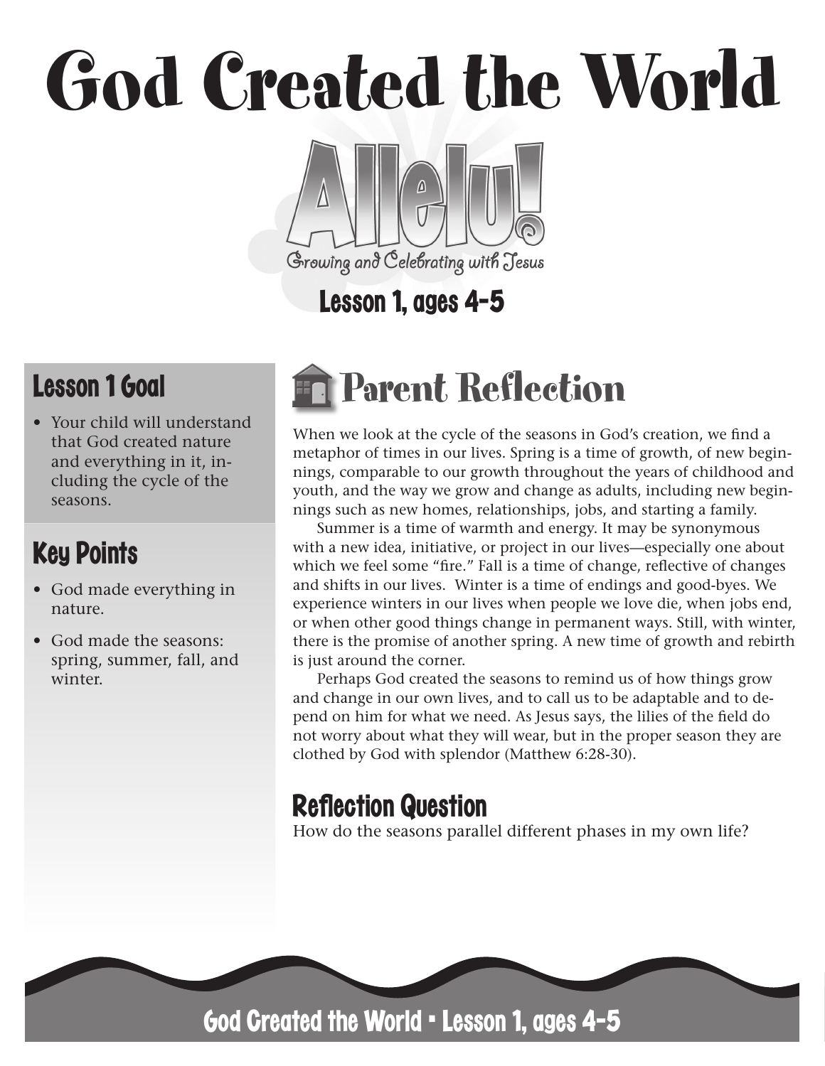# God Created the World

Allelu!

Growing and Celebrating with Jesus

Lesson 1, ages 4-5

## Lesson 1 Goal

- Your child will understand that God created nature and everything in it, including the cycle of the seasons.

## Key Points

- God made everything in nature.
- God made the seasons: spring, summer, fall, and winter.

## Parent Reflection

When we look at the cycle of the seasons in God's creation, we find a metaphor of times in our lives. Spring is a time of growth, of new beginnings, comparable to our growth throughout the years of childhood and youth, and the way we grow and change as adults, including new beginnings such as new homes, relationships, jobs, and starting a family.

Summer is a time of warmth and energy. It may be synonymous with a new idea, initiative, or project in our lives—especially one about which we feel some "fire." Fall is a time of change, reflective of changes and shifts in our lives. Winter is a time of endings and good-byes. We experience winters in our lives when people we love die, when jobs end, or when other good things change in permanent ways. Still, with winter, there is the promise of another spring. A new time of growth and rebirth is just around the corner.

Perhaps God created the seasons to remind us of how things grow and change in our own lives, and to call us to be adaptable and to depend on him for what we need. As Jesus says, the lilies of the field do not worry about what they will wear, but in the proper season they are clothed by God with splendor (Matthew 6:28-30).

### Reflection Question

How do the seasons parallel different phases in my own life?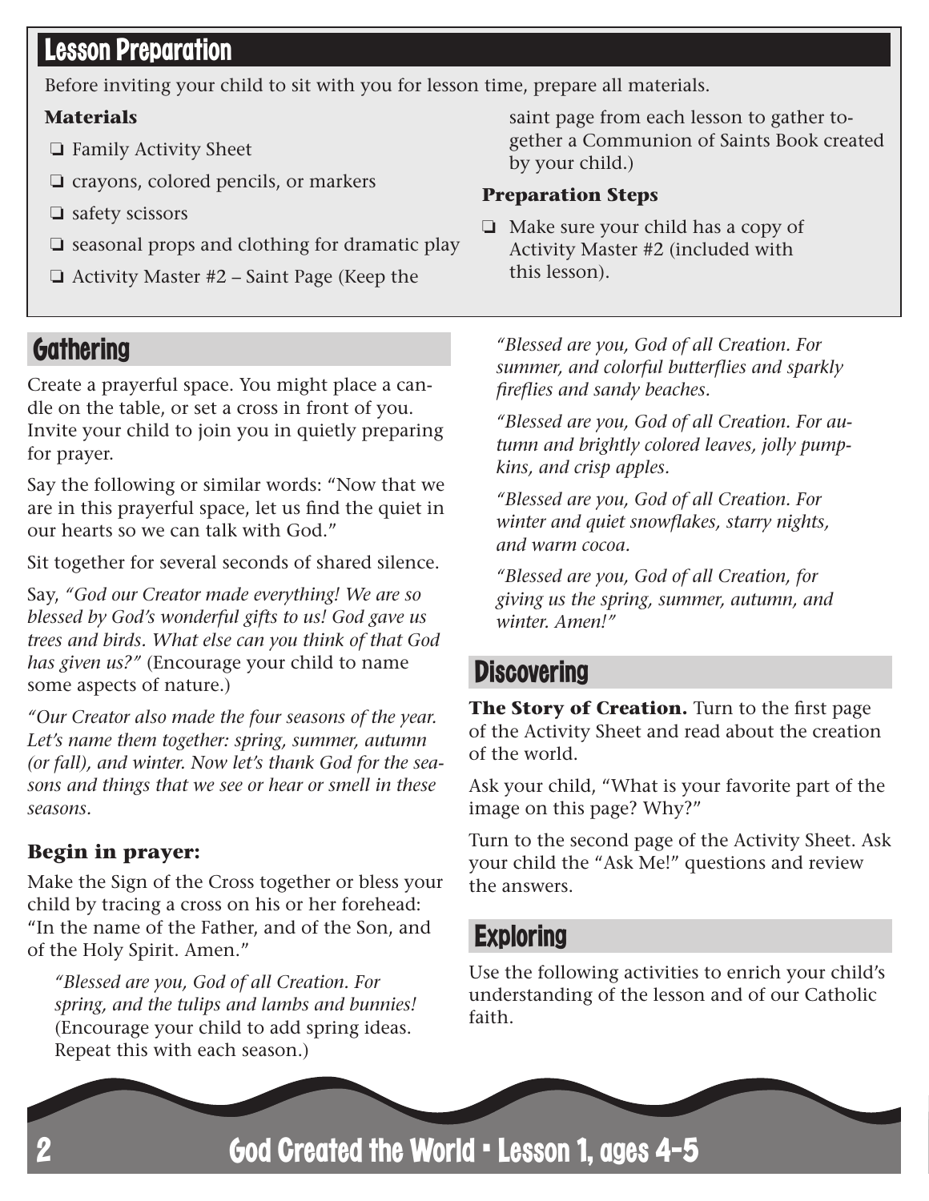## Lesson Preparation

Before inviting your child to sit with you for lesson time, prepare all materials.

**Materials**

- ❑ Family Activity Sheet
- ❑ crayons, colored pencils, or markers
- ❑ safety scissors
- ❑ seasonal props and clothing for dramatic play
- ❑ Activity Master #2 – Saint Page (Keep the saint page from each lesson to gather together a Communion of Saints Book created by your child.)

**Preparation Steps**

- ❑ Make sure your child has a copy of Activity Master #2 (included with this lesson).

## Gathering

Create a prayerful space. You might place a candle on the table, or set a cross in front of you. Invite your child to join you in quietly preparing for prayer.

Say the following or similar words: "Now that we are in this prayerful space, let us find the quiet in our hearts so we can talk with God."

Sit together for several seconds of shared silence.

Say, *"God our Creator made everything! We are so blessed by God's wonderful gifts to us! God gave us trees and birds. What else can you think of that God has given us?"* (Encourage your child to name some aspects of nature.)

*"Our Creator also made the four seasons of the year. Let's name them together: spring, summer, autumn (or fall), and winter. Now let's thank God for the seasons and things that we see or hear or smell in these seasons.*

### Begin in prayer:

Make the Sign of the Cross together or bless your child by tracing a cross on his or her forehead: "In the name of the Father, and of the Son, and of the Holy Spirit. Amen."

> *"Blessed are you, God of all Creation. For spring, and the tulips and lambs and bunnies!* (Encourage your child to add spring ideas. Repeat this with each season.)
>
> *"Blessed are you, God of all Creation. For summer, and colorful butterflies and sparkly fireflies and sandy beaches.*
>
> *"Blessed are you, God of all Creation. For autumn and brightly colored leaves, jolly pumpkins, and crisp apples.*
>
> *"Blessed are you, God of all Creation. For winter and quiet snowflakes, starry nights, and warm cocoa.*
>
> *"Blessed are you, God of all Creation, for giving us the spring, summer, autumn, and winter. Amen!"*

## Discovering

**The Story of Creation.** Turn to the first page of the Activity Sheet and read about the creation of the world.

Ask your child, "What is your favorite part of the image on this page? Why?"

Turn to the second page of the Activity Sheet. Ask your child the "Ask Me!" questions and review the answers.

## Exploring

Use the following activities to enrich your child's understanding of the lesson and of our Catholic faith.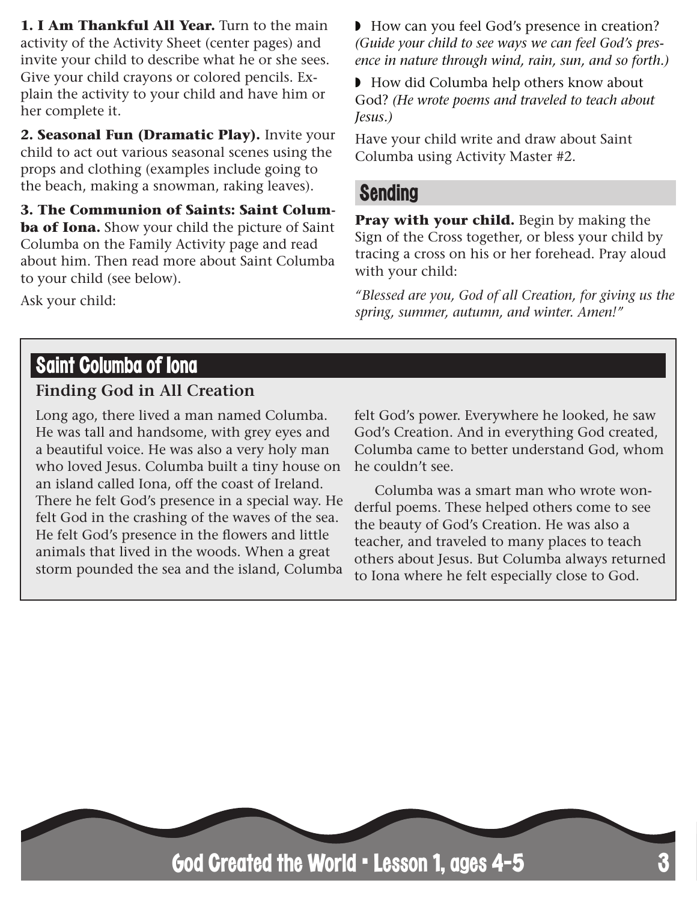**1. I Am Thankful All Year.** Turn to the main activity of the Activity Sheet (center pages) and invite your child to describe what he or she sees. Give your child crayons or colored pencils. Explain the activity to your child and have him or her complete it.

**2. Seasonal Fun (Dramatic Play).** Invite your child to act out various seasonal scenes using the props and clothing (examples include going to the beach, making a snowman, raking leaves).

**3. The Communion of Saints: Saint Columba of Iona.** Show your child the picture of Saint Columba on the Family Activity page and read about him. Then read more about Saint Columba to your child (see below).

Ask your child:

- How can you feel God's presence in creation? *(Guide your child to see ways we can feel God's presence in nature through wind, rain, sun, and so forth.)*
- How did Columba help others know about God? *(He wrote poems and traveled to teach about Jesus.)*

Have your child write and draw about Saint Columba using Activity Master #2.

## Sending

**Pray with your child.** Begin by making the Sign of the Cross together, or bless your child by tracing a cross on his or her forehead. Pray aloud with your child:

*"Blessed are you, God of all Creation, for giving us the spring, summer, autumn, and winter. Amen!"*

## Saint Columba of Iona

### Finding God in All Creation

Long ago, there lived a man named Columba. He was tall and handsome, with grey eyes and a beautiful voice. He was also a very holy man who loved Jesus. Columba built a tiny house on an island called Iona, off the coast of Ireland. There he felt God's presence in a special way. He felt God in the crashing of the waves of the sea. He felt God's presence in the flowers and little animals that lived in the woods. When a great storm pounded the sea and the island, Columba felt God's power. Everywhere he looked, he saw God's Creation. And in everything God created, Columba came to better understand God, whom he couldn't see.

Columba was a smart man who wrote wonderful poems. These helped others come to see the beauty of God's Creation. He was also a teacher, and traveled to many places to teach others about Jesus. But Columba always returned to Iona where he felt especially close to God.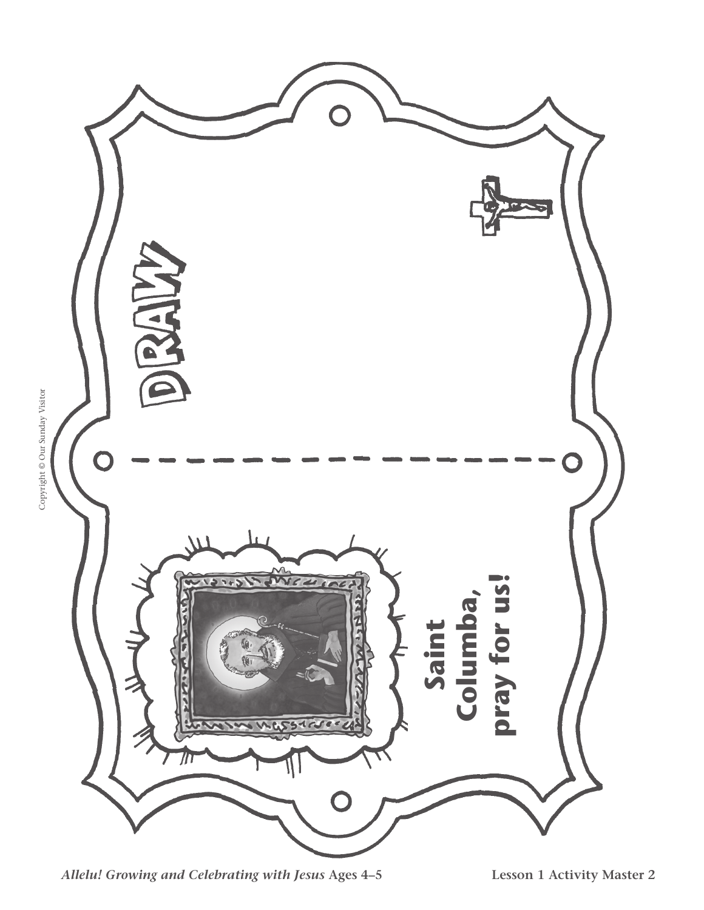DRAW

Saint Columba, pray for us!

Copyright © Our Sunday Visitor

*Allelu! Growing and Celebrating with Jesus* **Ages 4–5**

**Lesson 1 Activity Master 2**